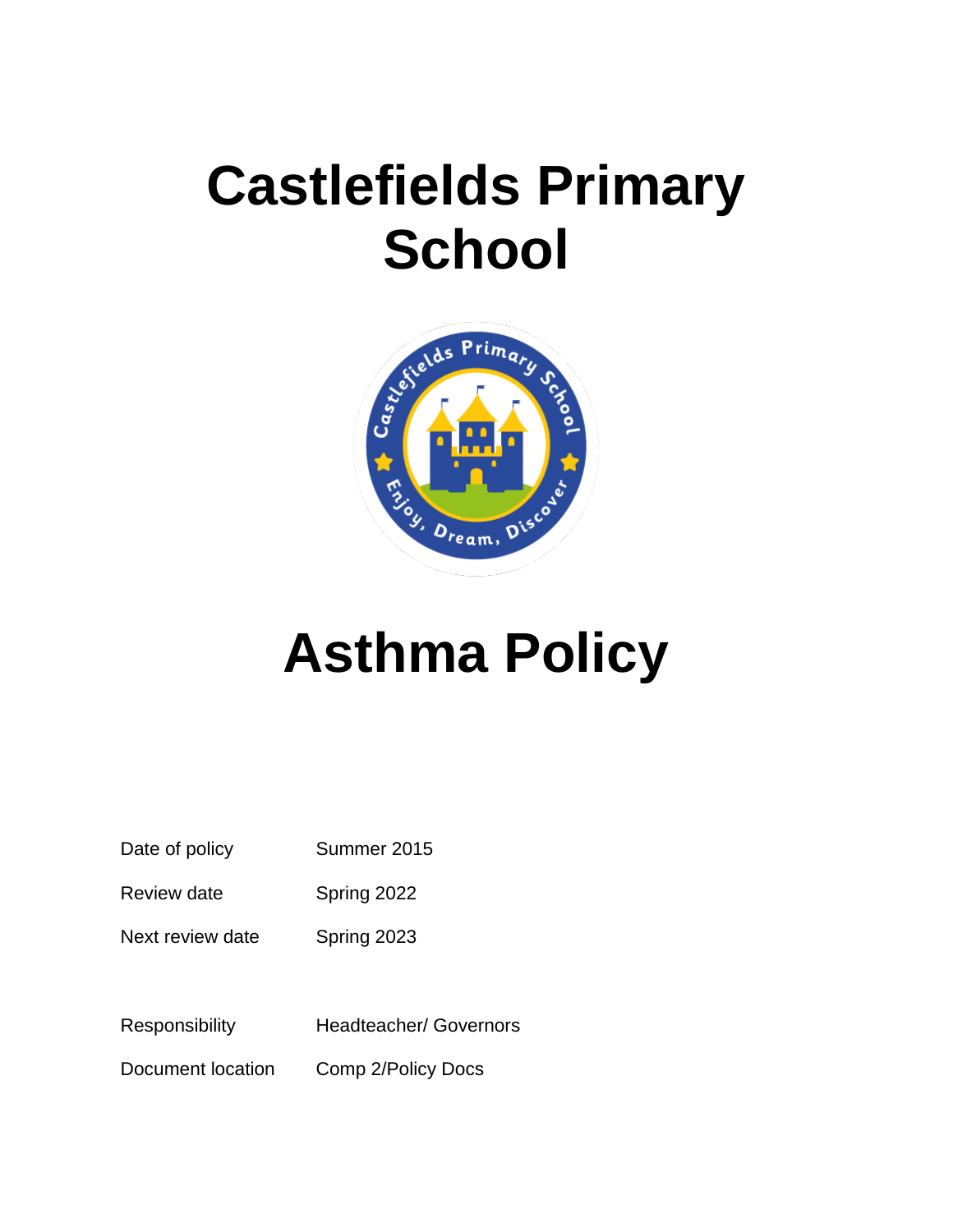# Castlefields Primary School

# Asthma Policy

| | |
|---|---|
| Date of policy | Summer 2015 |
| Review date | Spring 2022 |
| Next review date | Spring 2023 |
| Responsibility | Headteacher/ Governors |
| Document location | Comp 2/Policy Docs |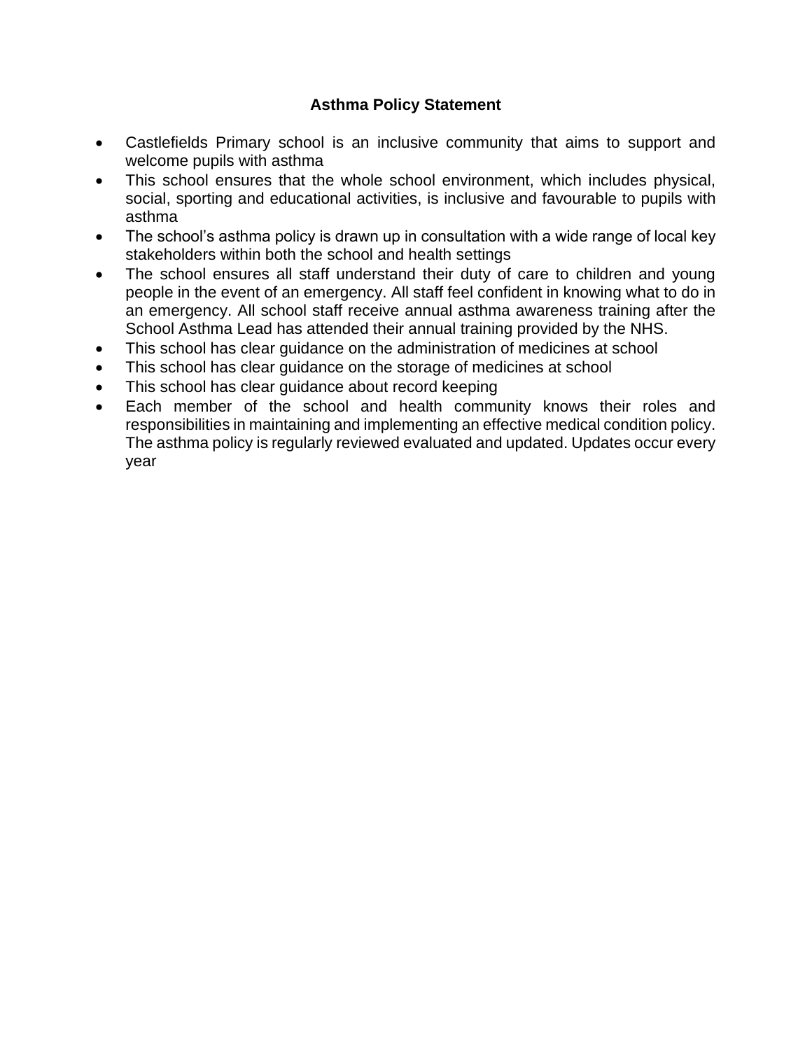**Asthma Policy Statement**

- Castlefields Primary school is an inclusive community that aims to support and welcome pupils with asthma
- This school ensures that the whole school environment, which includes physical, social, sporting and educational activities, is inclusive and favourable to pupils with asthma
- The school's asthma policy is drawn up in consultation with a wide range of local key stakeholders within both the school and health settings
- The school ensures all staff understand their duty of care to children and young people in the event of an emergency. All staff feel confident in knowing what to do in an emergency. All school staff receive annual asthma awareness training after the School Asthma Lead has attended their annual training provided by the NHS.
- This school has clear guidance on the administration of medicines at school
- This school has clear guidance on the storage of medicines at school
- This school has clear guidance about record keeping
- Each member of the school and health community knows their roles and responsibilities in maintaining and implementing an effective medical condition policy. The asthma policy is regularly reviewed evaluated and updated. Updates occur every year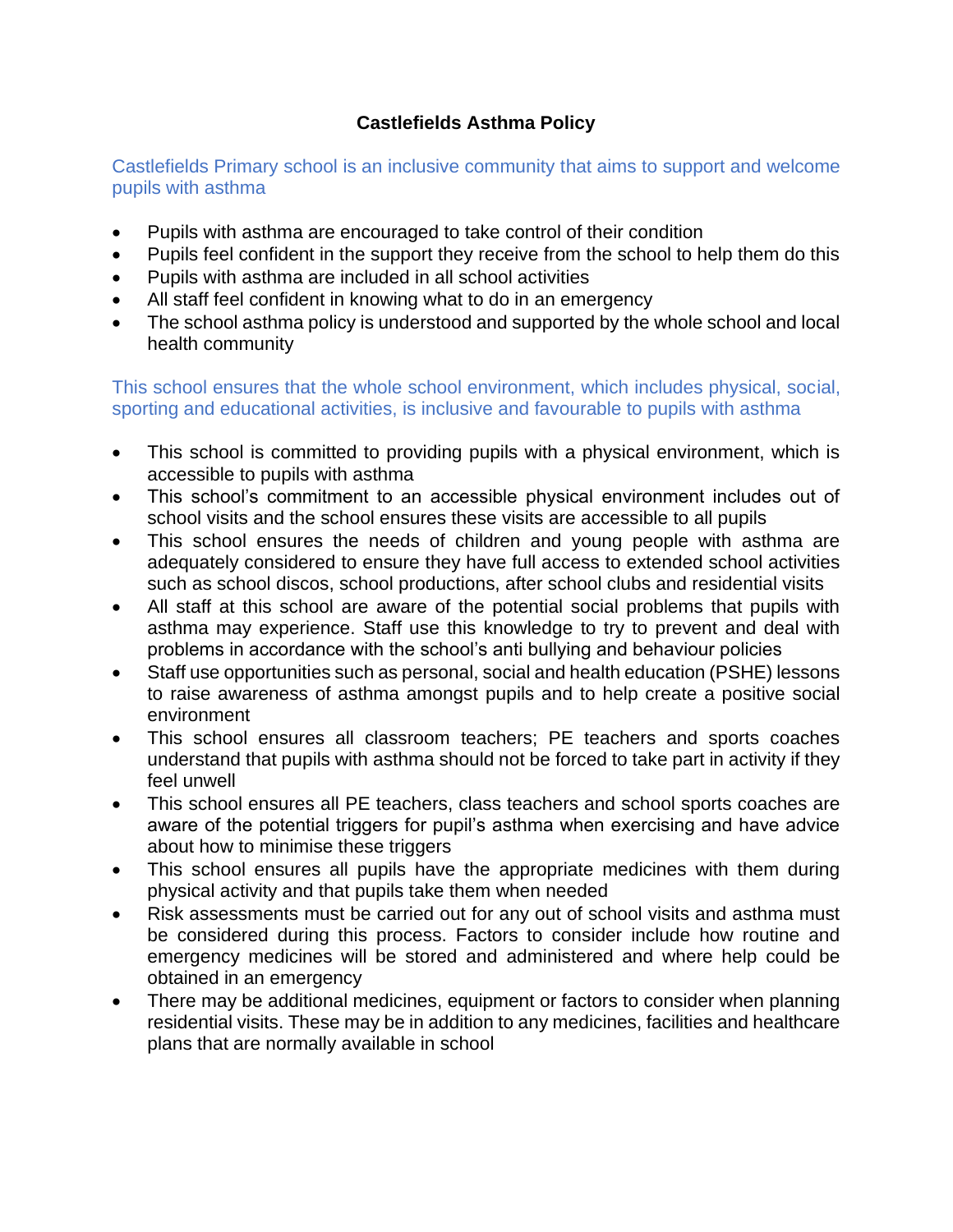# Castlefields Asthma Policy

Castlefields Primary school is an inclusive community that aims to support and welcome pupils with asthma

- Pupils with asthma are encouraged to take control of their condition
- Pupils feel confident in the support they receive from the school to help them do this
- Pupils with asthma are included in all school activities
- All staff feel confident in knowing what to do in an emergency
- The school asthma policy is understood and supported by the whole school and local health community

This school ensures that the whole school environment, which includes physical, social, sporting and educational activities, is inclusive and favourable to pupils with asthma

- This school is committed to providing pupils with a physical environment, which is accessible to pupils with asthma
- This school's commitment to an accessible physical environment includes out of school visits and the school ensures these visits are accessible to all pupils
- This school ensures the needs of children and young people with asthma are adequately considered to ensure they have full access to extended school activities such as school discos, school productions, after school clubs and residential visits
- All staff at this school are aware of the potential social problems that pupils with asthma may experience. Staff use this knowledge to try to prevent and deal with problems in accordance with the school's anti bullying and behaviour policies
- Staff use opportunities such as personal, social and health education (PSHE) lessons to raise awareness of asthma amongst pupils and to help create a positive social environment
- This school ensures all classroom teachers; PE teachers and sports coaches understand that pupils with asthma should not be forced to take part in activity if they feel unwell
- This school ensures all PE teachers, class teachers and school sports coaches are aware of the potential triggers for pupil's asthma when exercising and have advice about how to minimise these triggers
- This school ensures all pupils have the appropriate medicines with them during physical activity and that pupils take them when needed
- Risk assessments must be carried out for any out of school visits and asthma must be considered during this process. Factors to consider include how routine and emergency medicines will be stored and administered and where help could be obtained in an emergency
- There may be additional medicines, equipment or factors to consider when planning residential visits. These may be in addition to any medicines, facilities and healthcare plans that are normally available in school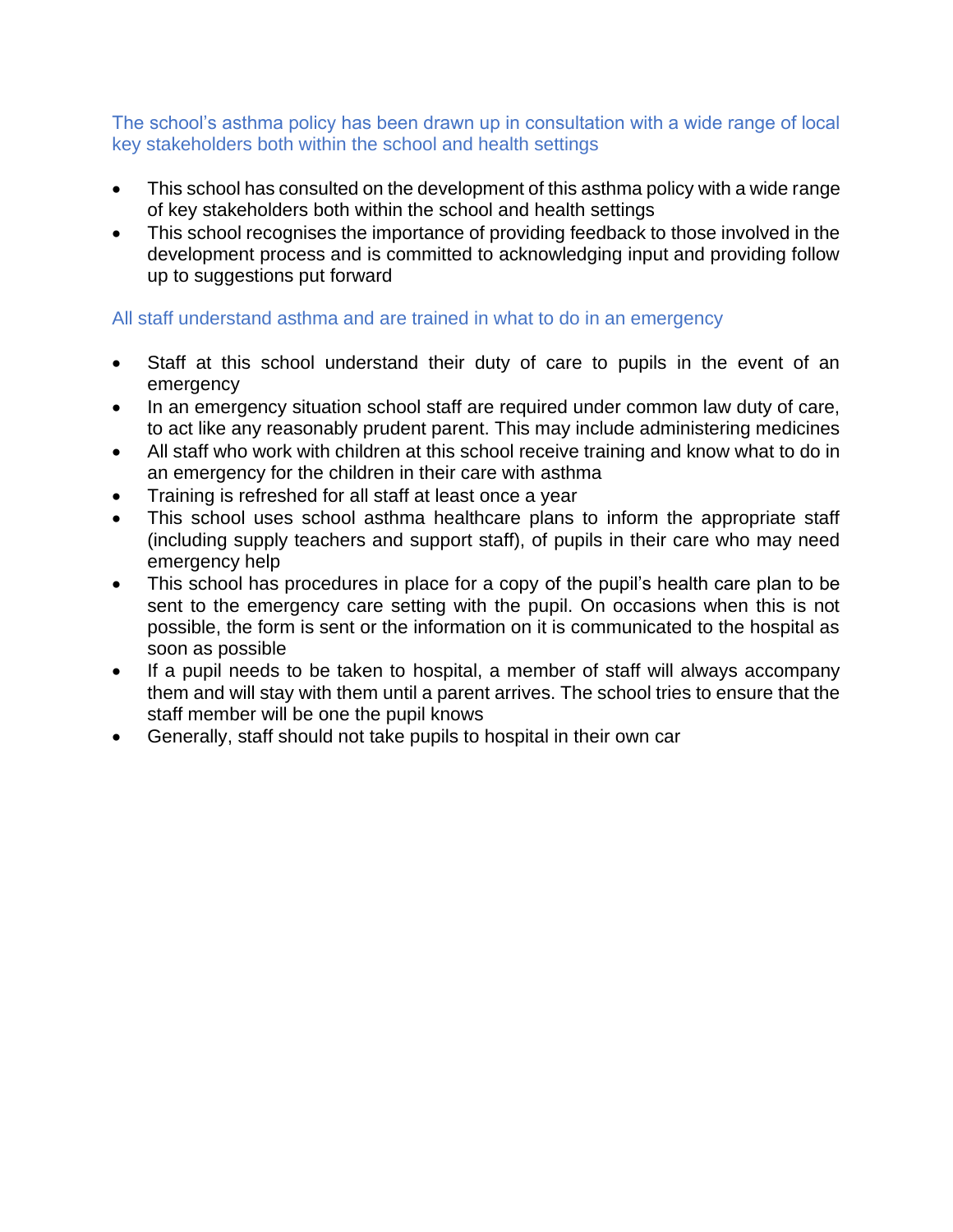## The school's asthma policy has been drawn up in consultation with a wide range of local key stakeholders both within the school and health settings

- This school has consulted on the development of this asthma policy with a wide range of key stakeholders both within the school and health settings
- This school recognises the importance of providing feedback to those involved in the development process and is committed to acknowledging input and providing follow up to suggestions put forward

## All staff understand asthma and are trained in what to do in an emergency

- Staff at this school understand their duty of care to pupils in the event of an emergency
- In an emergency situation school staff are required under common law duty of care, to act like any reasonably prudent parent. This may include administering medicines
- All staff who work with children at this school receive training and know what to do in an emergency for the children in their care with asthma
- Training is refreshed for all staff at least once a year
- This school uses school asthma healthcare plans to inform the appropriate staff (including supply teachers and support staff), of pupils in their care who may need emergency help
- This school has procedures in place for a copy of the pupil's health care plan to be sent to the emergency care setting with the pupil. On occasions when this is not possible, the form is sent or the information on it is communicated to the hospital as soon as possible
- If a pupil needs to be taken to hospital, a member of staff will always accompany them and will stay with them until a parent arrives. The school tries to ensure that the staff member will be one the pupil knows
- Generally, staff should not take pupils to hospital in their own car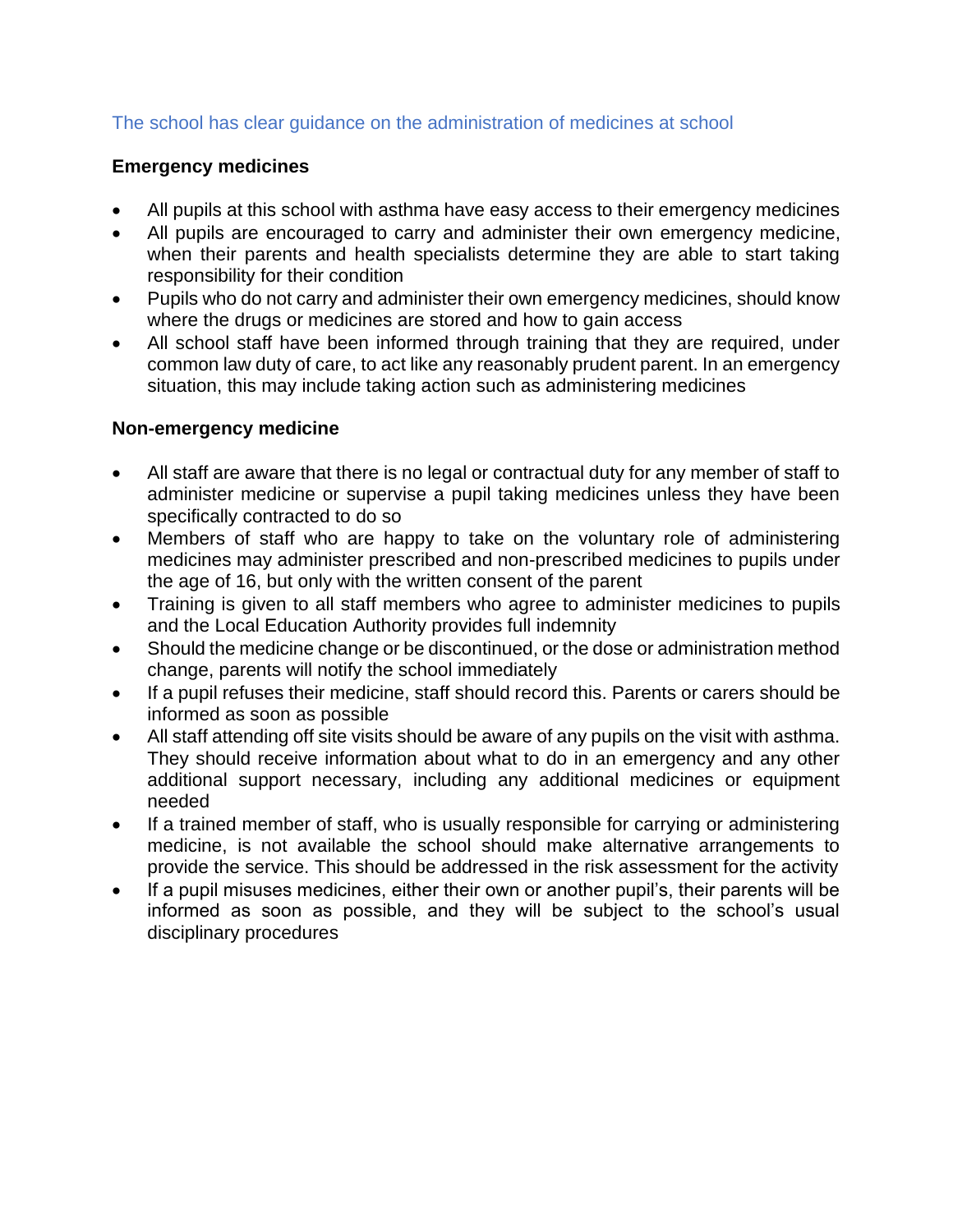The school has clear guidance on the administration of medicines at school

**Emergency medicines**

- All pupils at this school with asthma have easy access to their emergency medicines
- All pupils are encouraged to carry and administer their own emergency medicine, when their parents and health specialists determine they are able to start taking responsibility for their condition
- Pupils who do not carry and administer their own emergency medicines, should know where the drugs or medicines are stored and how to gain access
- All school staff have been informed through training that they are required, under common law duty of care, to act like any reasonably prudent parent. In an emergency situation, this may include taking action such as administering medicines

**Non-emergency medicine**

- All staff are aware that there is no legal or contractual duty for any member of staff to administer medicine or supervise a pupil taking medicines unless they have been specifically contracted to do so
- Members of staff who are happy to take on the voluntary role of administering medicines may administer prescribed and non-prescribed medicines to pupils under the age of 16, but only with the written consent of the parent
- Training is given to all staff members who agree to administer medicines to pupils and the Local Education Authority provides full indemnity
- Should the medicine change or be discontinued, or the dose or administration method change, parents will notify the school immediately
- If a pupil refuses their medicine, staff should record this. Parents or carers should be informed as soon as possible
- All staff attending off site visits should be aware of any pupils on the visit with asthma. They should receive information about what to do in an emergency and any other additional support necessary, including any additional medicines or equipment needed
- If a trained member of staff, who is usually responsible for carrying or administering medicine, is not available the school should make alternative arrangements to provide the service. This should be addressed in the risk assessment for the activity
- If a pupil misuses medicines, either their own or another pupil's, their parents will be informed as soon as possible, and they will be subject to the school's usual disciplinary procedures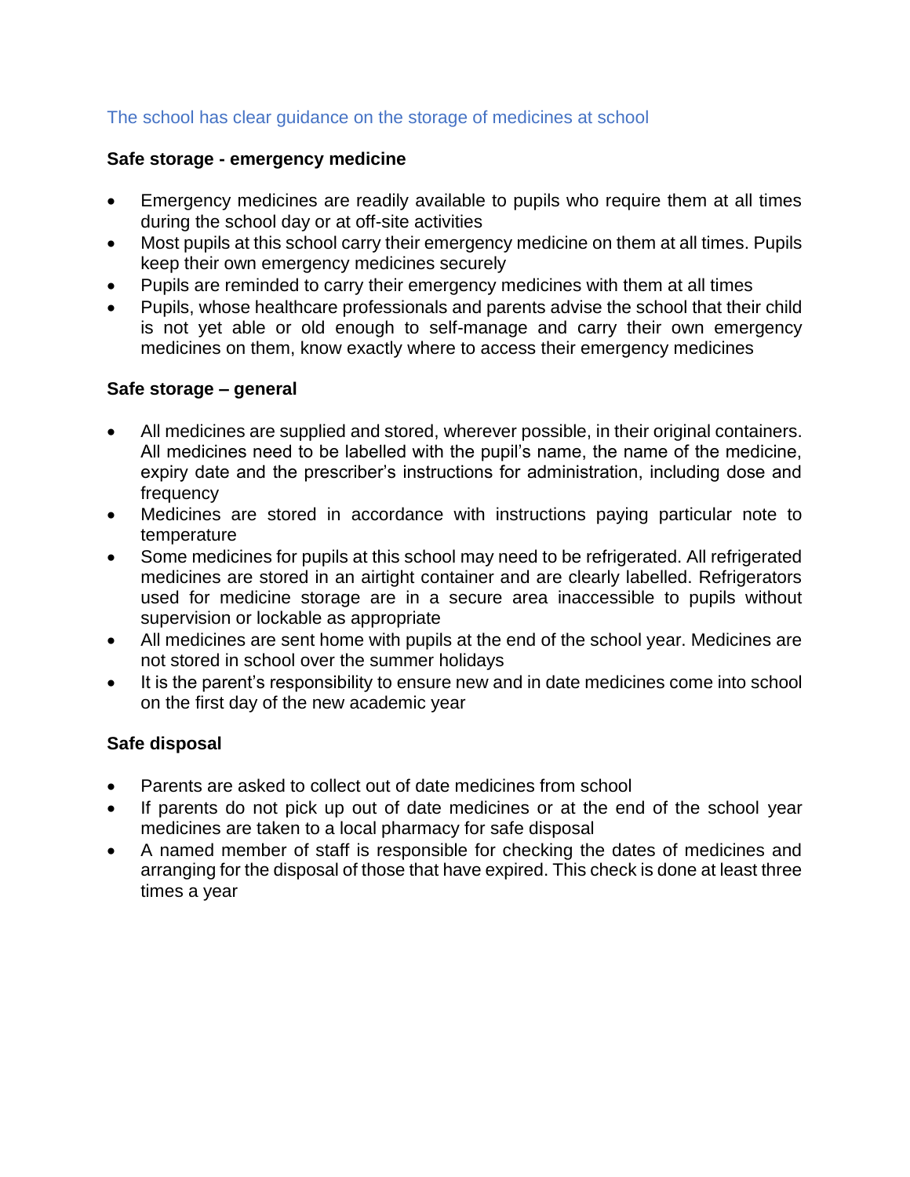## The school has clear guidance on the storage of medicines at school

### Safe storage - emergency medicine

- Emergency medicines are readily available to pupils who require them at all times during the school day or at off-site activities
- Most pupils at this school carry their emergency medicine on them at all times. Pupils keep their own emergency medicines securely
- Pupils are reminded to carry their emergency medicines with them at all times
- Pupils, whose healthcare professionals and parents advise the school that their child is not yet able or old enough to self-manage and carry their own emergency medicines on them, know exactly where to access their emergency medicines

### Safe storage – general

- All medicines are supplied and stored, wherever possible, in their original containers. All medicines need to be labelled with the pupil's name, the name of the medicine, expiry date and the prescriber's instructions for administration, including dose and frequency
- Medicines are stored in accordance with instructions paying particular note to temperature
- Some medicines for pupils at this school may need to be refrigerated. All refrigerated medicines are stored in an airtight container and are clearly labelled. Refrigerators used for medicine storage are in a secure area inaccessible to pupils without supervision or lockable as appropriate
- All medicines are sent home with pupils at the end of the school year. Medicines are not stored in school over the summer holidays
- It is the parent's responsibility to ensure new and in date medicines come into school on the first day of the new academic year

### Safe disposal

- Parents are asked to collect out of date medicines from school
- If parents do not pick up out of date medicines or at the end of the school year medicines are taken to a local pharmacy for safe disposal
- A named member of staff is responsible for checking the dates of medicines and arranging for the disposal of those that have expired. This check is done at least three times a year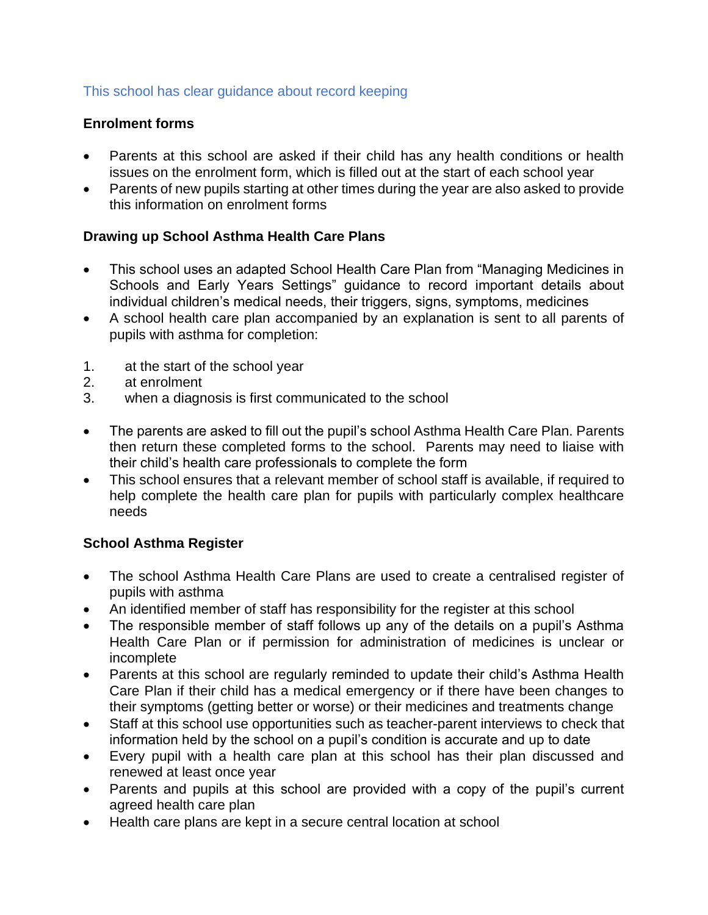## This school has clear guidance about record keeping

### Enrolment forms

- Parents at this school are asked if their child has any health conditions or health issues on the enrolment form, which is filled out at the start of each school year
- Parents of new pupils starting at other times during the year are also asked to provide this information on enrolment forms

### Drawing up School Asthma Health Care Plans

- This school uses an adapted School Health Care Plan from "Managing Medicines in Schools and Early Years Settings" guidance to record important details about individual children's medical needs, their triggers, signs, symptoms, medicines
- A school health care plan accompanied by an explanation is sent to all parents of pupils with asthma for completion:

1. at the start of the school year
2. at enrolment
3. when a diagnosis is first communicated to the school

- The parents are asked to fill out the pupil's school Asthma Health Care Plan. Parents then return these completed forms to the school. Parents may need to liaise with their child's health care professionals to complete the form
- This school ensures that a relevant member of school staff is available, if required to help complete the health care plan for pupils with particularly complex healthcare needs

### School Asthma Register

- The school Asthma Health Care Plans are used to create a centralised register of pupils with asthma
- An identified member of staff has responsibility for the register at this school
- The responsible member of staff follows up any of the details on a pupil's Asthma Health Care Plan or if permission for administration of medicines is unclear or incomplete
- Parents at this school are regularly reminded to update their child's Asthma Health Care Plan if their child has a medical emergency or if there have been changes to their symptoms (getting better or worse) or their medicines and treatments change
- Staff at this school use opportunities such as teacher-parent interviews to check that information held by the school on a pupil's condition is accurate and up to date
- Every pupil with a health care plan at this school has their plan discussed and renewed at least once year
- Parents and pupils at this school are provided with a copy of the pupil's current agreed health care plan
- Health care plans are kept in a secure central location at school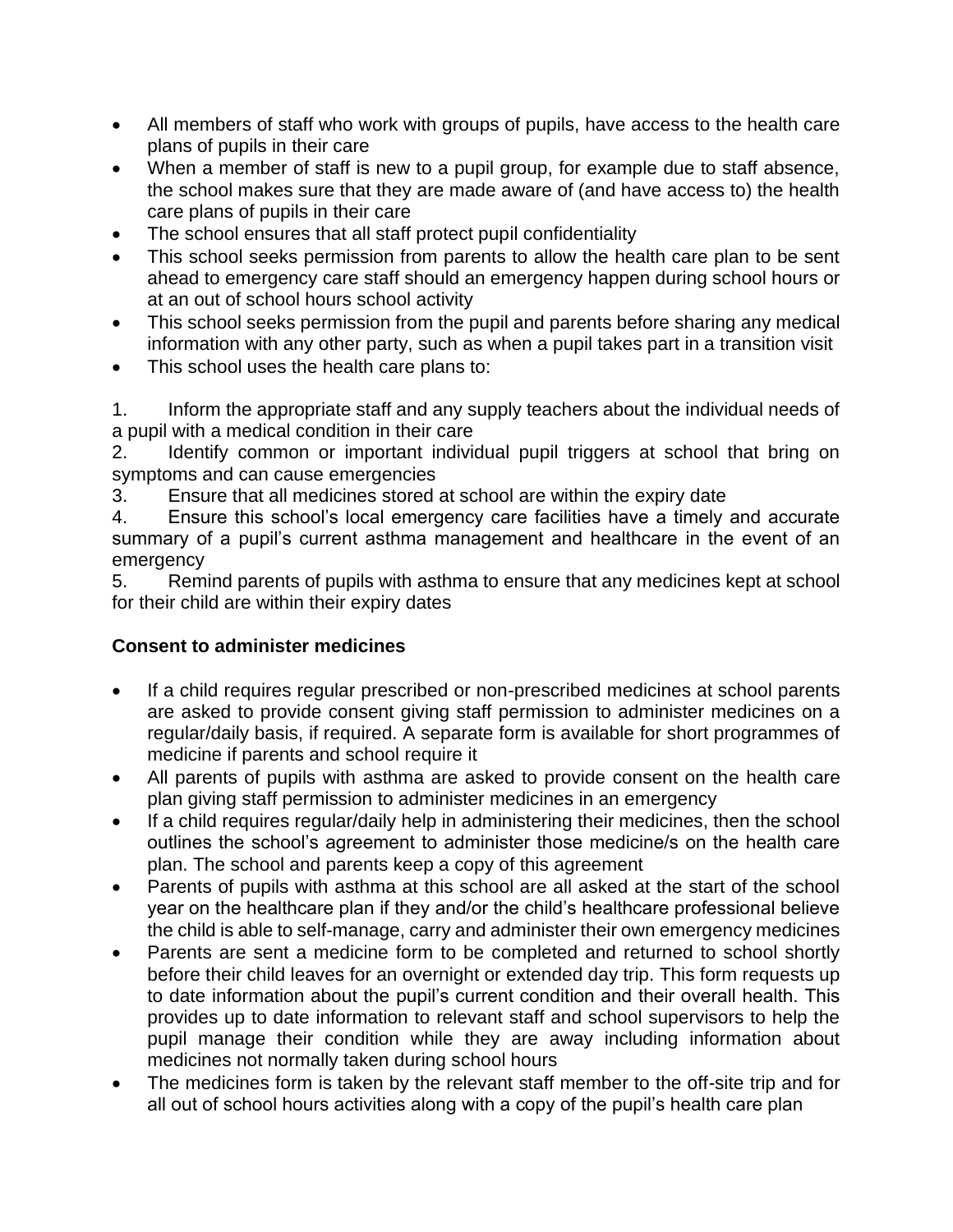- All members of staff who work with groups of pupils, have access to the health care plans of pupils in their care
- When a member of staff is new to a pupil group, for example due to staff absence, the school makes sure that they are made aware of (and have access to) the health care plans of pupils in their care
- The school ensures that all staff protect pupil confidentiality
- This school seeks permission from parents to allow the health care plan to be sent ahead to emergency care staff should an emergency happen during school hours or at an out of school hours school activity
- This school seeks permission from the pupil and parents before sharing any medical information with any other party, such as when a pupil takes part in a transition visit
- This school uses the health care plans to:

1. Inform the appropriate staff and any supply teachers about the individual needs of a pupil with a medical condition in their care
2. Identify common or important individual pupil triggers at school that bring on symptoms and can cause emergencies
3. Ensure that all medicines stored at school are within the expiry date
4. Ensure this school's local emergency care facilities have a timely and accurate summary of a pupil's current asthma management and healthcare in the event of an emergency
5. Remind parents of pupils with asthma to ensure that any medicines kept at school for their child are within their expiry dates

**Consent to administer medicines**

- If a child requires regular prescribed or non-prescribed medicines at school parents are asked to provide consent giving staff permission to administer medicines on a regular/daily basis, if required. A separate form is available for short programmes of medicine if parents and school require it
- All parents of pupils with asthma are asked to provide consent on the health care plan giving staff permission to administer medicines in an emergency
- If a child requires regular/daily help in administering their medicines, then the school outlines the school's agreement to administer those medicine/s on the health care plan. The school and parents keep a copy of this agreement
- Parents of pupils with asthma at this school are all asked at the start of the school year on the healthcare plan if they and/or the child's healthcare professional believe the child is able to self-manage, carry and administer their own emergency medicines
- Parents are sent a medicine form to be completed and returned to school shortly before their child leaves for an overnight or extended day trip. This form requests up to date information about the pupil's current condition and their overall health. This provides up to date information to relevant staff and school supervisors to help the pupil manage their condition while they are away including information about medicines not normally taken during school hours
- The medicines form is taken by the relevant staff member to the off-site trip and for all out of school hours activities along with a copy of the pupil's health care plan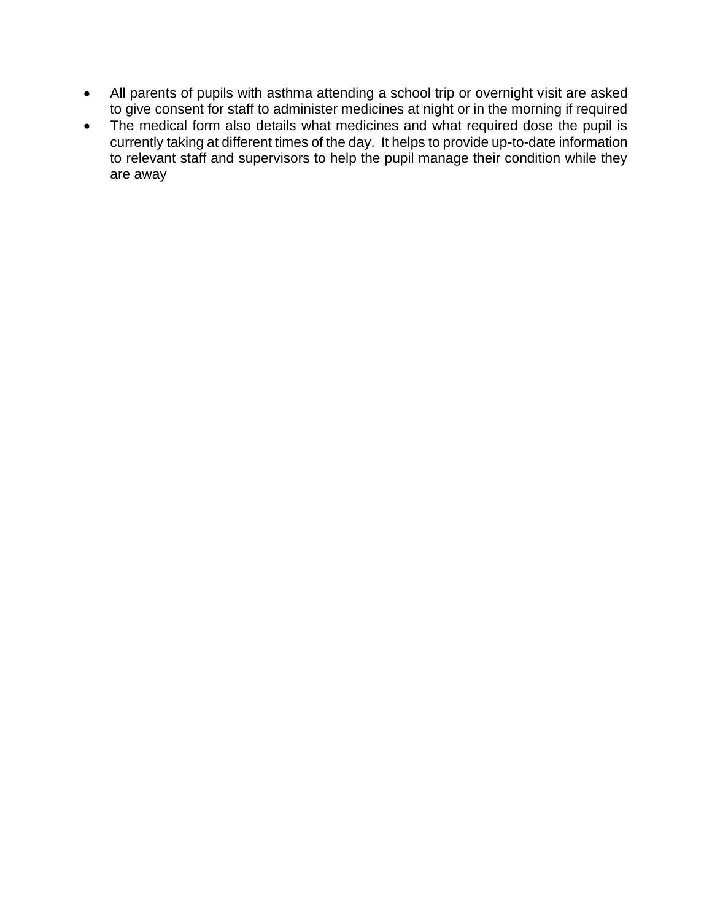- All parents of pupils with asthma attending a school trip or overnight visit are asked to give consent for staff to administer medicines at night or in the morning if required
- The medical form also details what medicines and what required dose the pupil is currently taking at different times of the day. It helps to provide up-to-date information to relevant staff and supervisors to help the pupil manage their condition while they are away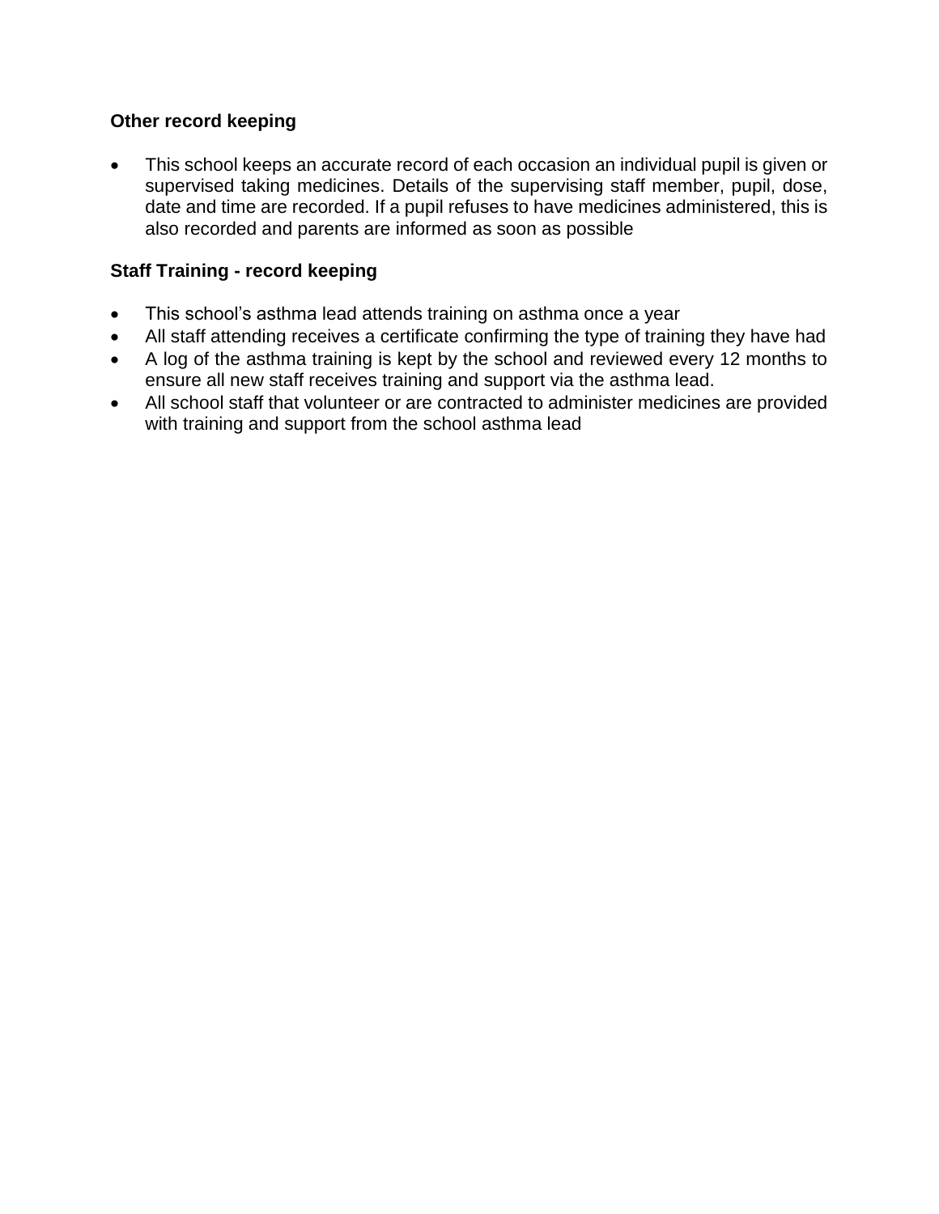**Other record keeping**

- This school keeps an accurate record of each occasion an individual pupil is given or supervised taking medicines. Details of the supervising staff member, pupil, dose, date and time are recorded. If a pupil refuses to have medicines administered, this is also recorded and parents are informed as soon as possible

**Staff Training - record keeping**

- This school's asthma lead attends training on asthma once a year
- All staff attending receives a certificate confirming the type of training they have had
- A log of the asthma training is kept by the school and reviewed every 12 months to ensure all new staff receives training and support via the asthma lead.
- All school staff that volunteer or are contracted to administer medicines are provided with training and support from the school asthma lead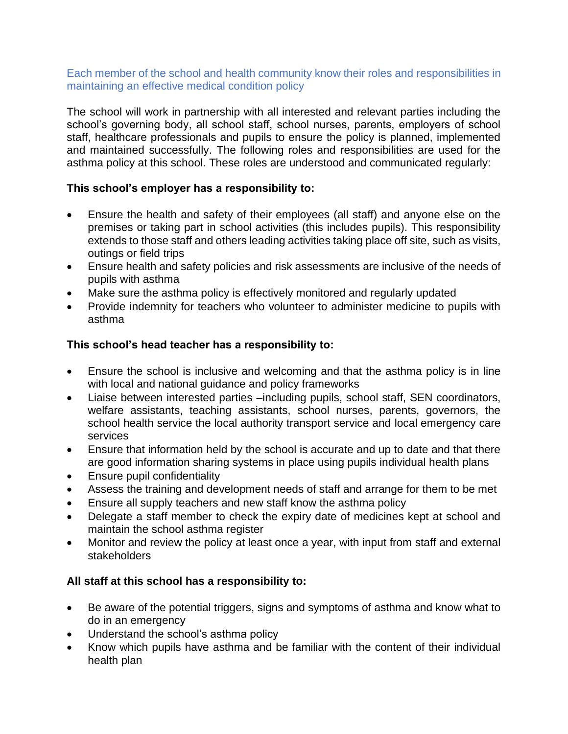## Each member of the school and health community know their roles and responsibilities in maintaining an effective medical condition policy

The school will work in partnership with all interested and relevant parties including the school's governing body, all school staff, school nurses, parents, employers of school staff, healthcare professionals and pupils to ensure the policy is planned, implemented and maintained successfully. The following roles and responsibilities are used for the asthma policy at this school. These roles are understood and communicated regularly:

**This school's employer has a responsibility to:**

- Ensure the health and safety of their employees (all staff) and anyone else on the premises or taking part in school activities (this includes pupils). This responsibility extends to those staff and others leading activities taking place off site, such as visits, outings or field trips
- Ensure health and safety policies and risk assessments are inclusive of the needs of pupils with asthma
- Make sure the asthma policy is effectively monitored and regularly updated
- Provide indemnity for teachers who volunteer to administer medicine to pupils with asthma

**This school's head teacher has a responsibility to:**

- Ensure the school is inclusive and welcoming and that the asthma policy is in line with local and national guidance and policy frameworks
- Liaise between interested parties –including pupils, school staff, SEN coordinators, welfare assistants, teaching assistants, school nurses, parents, governors, the school health service the local authority transport service and local emergency care services
- Ensure that information held by the school is accurate and up to date and that there are good information sharing systems in place using pupils individual health plans
- Ensure pupil confidentiality
- Assess the training and development needs of staff and arrange for them to be met
- Ensure all supply teachers and new staff know the asthma policy
- Delegate a staff member to check the expiry date of medicines kept at school and maintain the school asthma register
- Monitor and review the policy at least once a year, with input from staff and external stakeholders

**All staff at this school has a responsibility to:**

- Be aware of the potential triggers, signs and symptoms of asthma and know what to do in an emergency
- Understand the school's asthma policy
- Know which pupils have asthma and be familiar with the content of their individual health plan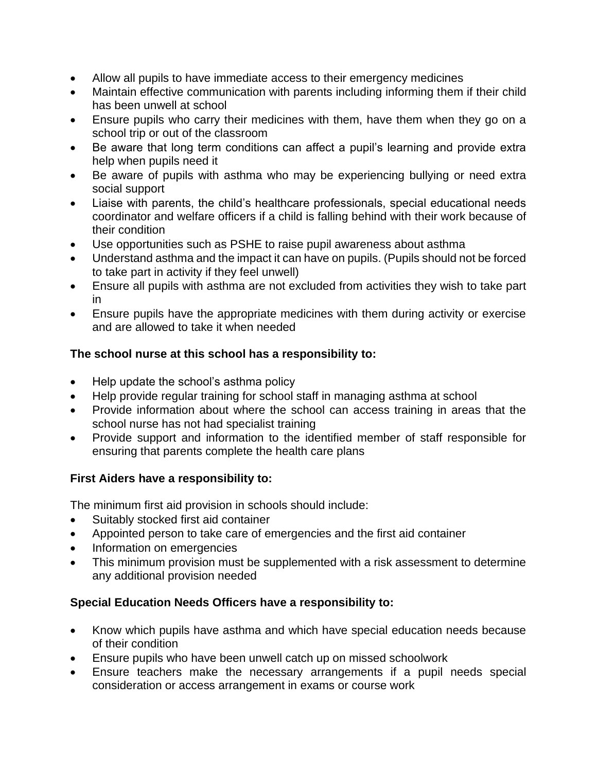- Allow all pupils to have immediate access to their emergency medicines
- Maintain effective communication with parents including informing them if their child has been unwell at school
- Ensure pupils who carry their medicines with them, have them when they go on a school trip or out of the classroom
- Be aware that long term conditions can affect a pupil's learning and provide extra help when pupils need it
- Be aware of pupils with asthma who may be experiencing bullying or need extra social support
- Liaise with parents, the child's healthcare professionals, special educational needs coordinator and welfare officers if a child is falling behind with their work because of their condition
- Use opportunities such as PSHE to raise pupil awareness about asthma
- Understand asthma and the impact it can have on pupils. (Pupils should not be forced to take part in activity if they feel unwell)
- Ensure all pupils with asthma are not excluded from activities they wish to take part in
- Ensure pupils have the appropriate medicines with them during activity or exercise and are allowed to take it when needed

**The school nurse at this school has a responsibility to:**

- Help update the school's asthma policy
- Help provide regular training for school staff in managing asthma at school
- Provide information about where the school can access training in areas that the school nurse has not had specialist training
- Provide support and information to the identified member of staff responsible for ensuring that parents complete the health care plans

**First Aiders have a responsibility to:**

The minimum first aid provision in schools should include:

- Suitably stocked first aid container
- Appointed person to take care of emergencies and the first aid container
- Information on emergencies
- This minimum provision must be supplemented with a risk assessment to determine any additional provision needed

**Special Education Needs Officers have a responsibility to:**

- Know which pupils have asthma and which have special education needs because of their condition
- Ensure pupils who have been unwell catch up on missed schoolwork
- Ensure teachers make the necessary arrangements if a pupil needs special consideration or access arrangement in exams or course work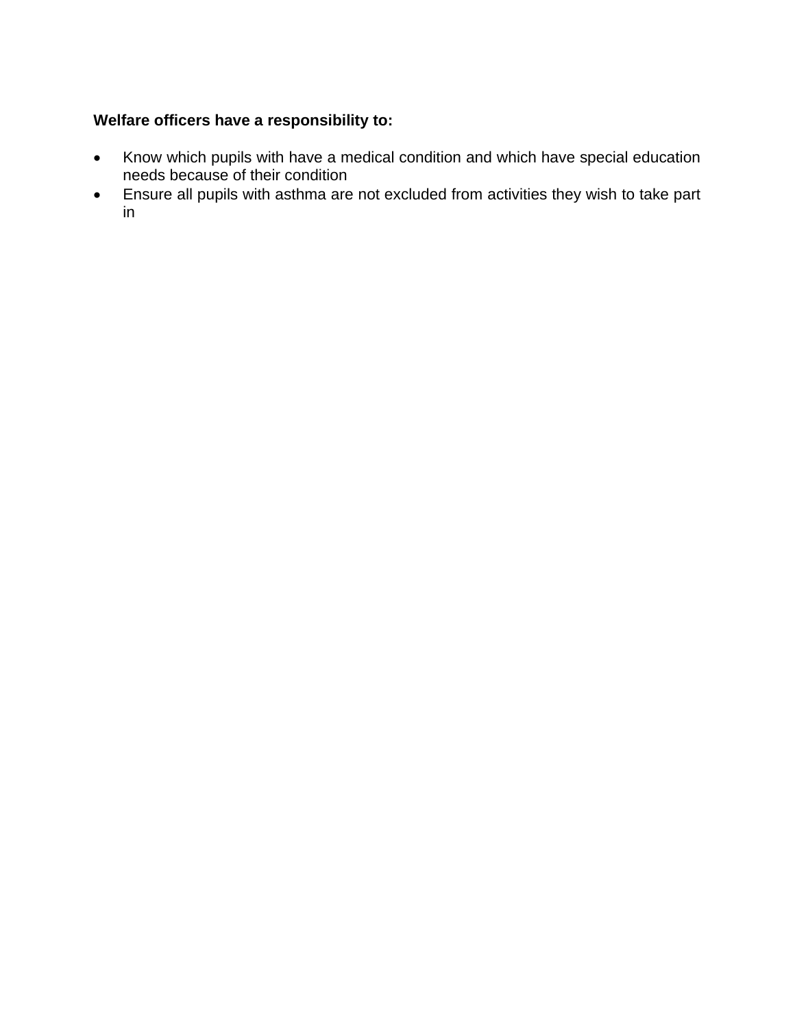**Welfare officers have a responsibility to:**

- Know which pupils with have a medical condition and which have special education needs because of their condition
- Ensure all pupils with asthma are not excluded from activities they wish to take part in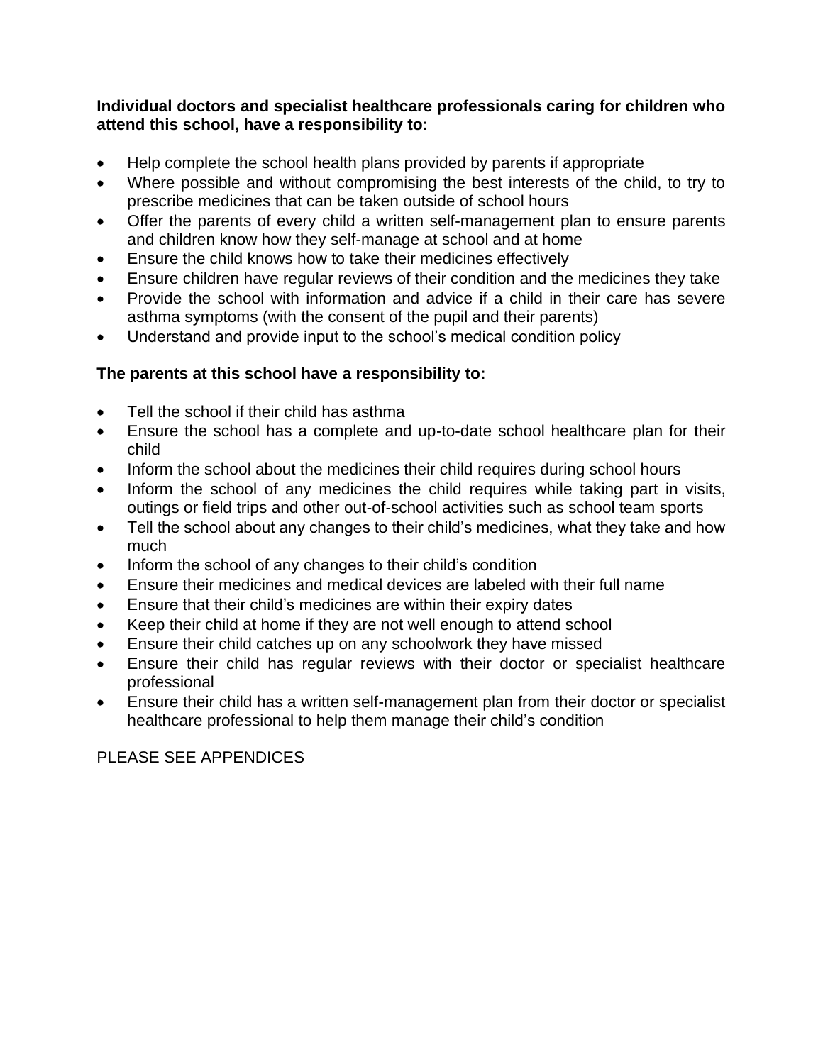**Individual doctors and specialist healthcare professionals caring for children who attend this school, have a responsibility to:**

- Help complete the school health plans provided by parents if appropriate
- Where possible and without compromising the best interests of the child, to try to prescribe medicines that can be taken outside of school hours
- Offer the parents of every child a written self-management plan to ensure parents and children know how they self-manage at school and at home
- Ensure the child knows how to take their medicines effectively
- Ensure children have regular reviews of their condition and the medicines they take
- Provide the school with information and advice if a child in their care has severe asthma symptoms (with the consent of the pupil and their parents)
- Understand and provide input to the school's medical condition policy

**The parents at this school have a responsibility to:**

- Tell the school if their child has asthma
- Ensure the school has a complete and up-to-date school healthcare plan for their child
- Inform the school about the medicines their child requires during school hours
- Inform the school of any medicines the child requires while taking part in visits, outings or field trips and other out-of-school activities such as school team sports
- Tell the school about any changes to their child's medicines, what they take and how much
- Inform the school of any changes to their child's condition
- Ensure their medicines and medical devices are labeled with their full name
- Ensure that their child's medicines are within their expiry dates
- Keep their child at home if they are not well enough to attend school
- Ensure their child catches up on any schoolwork they have missed
- Ensure their child has regular reviews with their doctor or specialist healthcare professional
- Ensure their child has a written self-management plan from their doctor or specialist healthcare professional to help them manage their child's condition

PLEASE SEE APPENDICES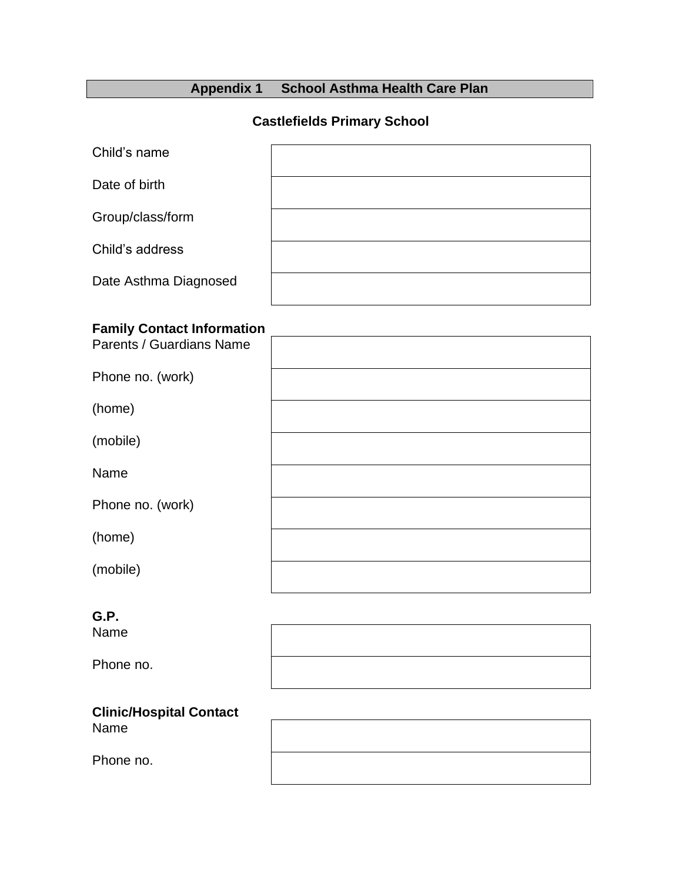## Appendix 1 School Asthma Health Care Plan

**Castlefields Primary School**

| | |
|---|---|
| Child's name | |
| Date of birth | |
| Group/class/form | |
| Child's address | |
| Date Asthma Diagnosed | |

**Family Contact Information**

| | |
|---|---|
| Parents / Guardians Name | |
| Phone no. (work) | |
| (home) | |
| (mobile) | |
| Name | |
| Phone no. (work) | |
| (home) | |
| (mobile) | |

**G.P.**

| | |
|---|---|
| Name | |
| Phone no. | |

**Clinic/Hospital Contact**

| | |
|---|---|
| Name | |
| Phone no. | |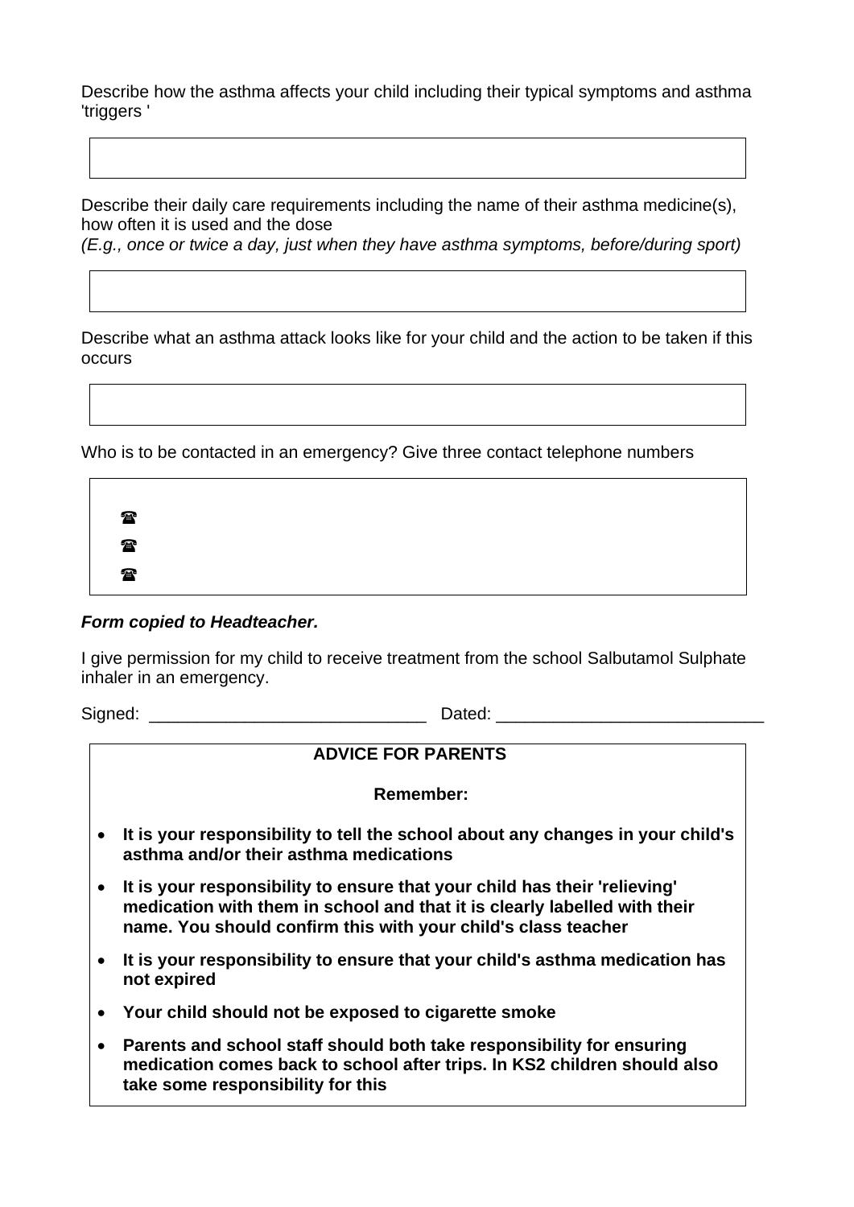Describe how the asthma affects your child including their typical symptoms and asthma 'triggers '

Describe their daily care requirements including the name of their asthma medicine(s), how often it is used and the dose
*(E.g., once or twice a day, just when they have asthma symptoms, before/during sport)*

Describe what an asthma attack looks like for your child and the action to be taken if this occurs

Who is to be contacted in an emergency? Give three contact telephone numbers

☎

☎

☎

***Form copied to Headteacher.***

I give permission for my child to receive treatment from the school Salbutamol Sulphate inhaler in an emergency.

Signed: ______________________________ Dated: ____________________________

**ADVICE FOR PARENTS**

**Remember:**

- **It is your responsibility to tell the school about any changes in your child's asthma and/or their asthma medications**
- **It is your responsibility to ensure that your child has their 'relieving' medication with them in school and that it is clearly labelled with their name. You should confirm this with your child's class teacher**
- **It is your responsibility to ensure that your child's asthma medication has not expired**
- **Your child should not be exposed to cigarette smoke**
- **Parents and school staff should both take responsibility for ensuring medication comes back to school after trips. In KS2 children should also take some responsibility for this**